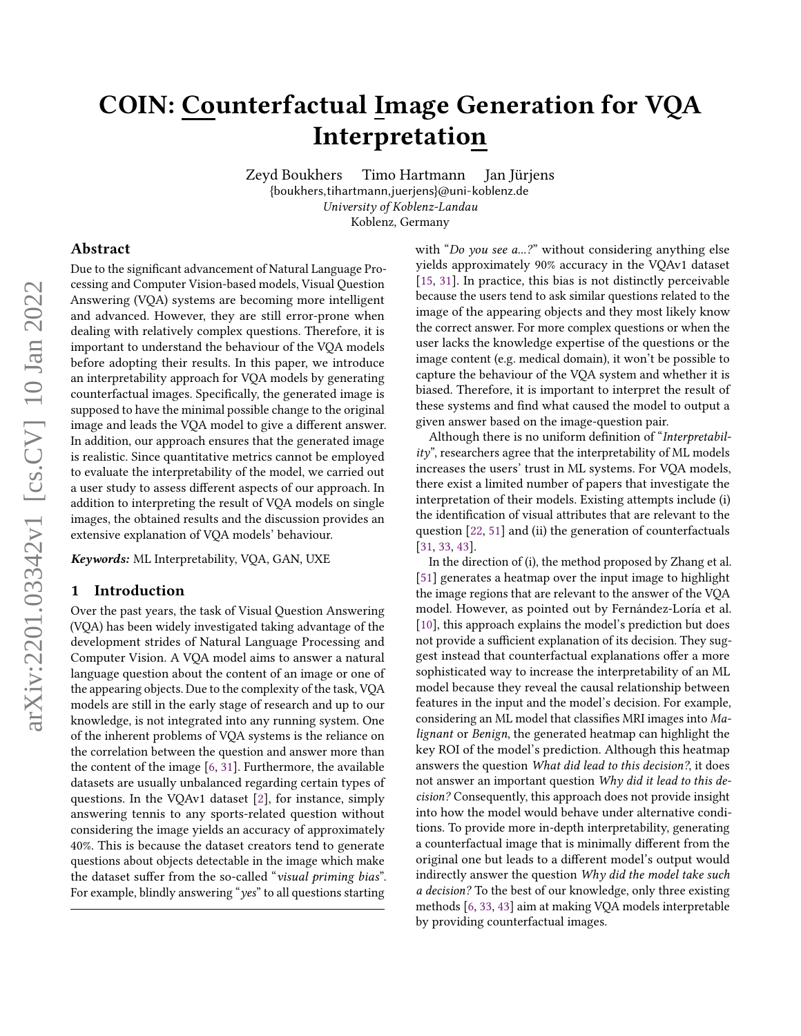# COIN: Counterfactual Image Generation for VQA Interpretation

Zeyd Boukhers Timo Hartmann Jan Jürjens
{boukhers,tihartmann,juerjens}@uni-koblenz.de
*University of Koblenz-Landau*
Koblenz, Germany

## Abstract

Due to the significant advancement of Natural Language Processing and Computer Vision-based models, Visual Question Answering (VQA) systems are becoming more intelligent and advanced. However, they are still error-prone when dealing with relatively complex questions. Therefore, it is important to understand the behaviour of the VQA models before adopting their results. In this paper, we introduce an interpretability approach for VQA models by generating counterfactual images. Specifically, the generated image is supposed to have the minimal possible change to the original image and leads the VQA model to give a different answer. In addition, our approach ensures that the generated image is realistic. Since quantitative metrics cannot be employed to evaluate the interpretability of the model, we carried out a user study to assess different aspects of our approach. In addition to interpreting the result of VQA models on single images, the obtained results and the discussion provides an extensive explanation of VQA models' behaviour.

***Keywords:*** ML Interpretability, VQA, GAN, UXE

## 1 Introduction

Over the past years, the task of Visual Question Answering (VQA) has been widely investigated taking advantage of the development strides of Natural Language Processing and Computer Vision. A VQA model aims to answer a natural language question about the content of an image or one of the appearing objects. Due to the complexity of the task, VQA models are still in the early stage of research and up to our knowledge, is not integrated into any running system. One of the inherent problems of VQA systems is the reliance on the correlation between the question and answer more than the content of the image [6, 31]. Furthermore, the available datasets are usually unbalanced regarding certain types of questions. In the VQAv1 dataset [2], for instance, simply answering tennis to any sports-related question without considering the image yields an accuracy of approximately 40%. This is because the dataset creators tend to generate questions about objects detectable in the image which make the dataset suffer from the so-called "*visual priming bias*". For example, blindly answering "*yes*" to all questions starting with "*Do you see a...?*" without considering anything else yields approximately 90% accuracy in the VQAv1 dataset [15, 31]. In practice, this bias is not distinctly perceivable because the users tend to ask similar questions related to the image of the appearing objects and they most likely know the correct answer. For more complex questions or when the user lacks the knowledge expertise of the questions or the image content (e.g. medical domain), it won't be possible to capture the behaviour of the VQA system and whether it is biased. Therefore, it is important to interpret the result of these systems and find what caused the model to output a given answer based on the image-question pair.

Although there is no uniform definition of "*Interpretability*", researchers agree that the interpretability of ML models increases the users' trust in ML systems. For VQA models, there exist a limited number of papers that investigate the interpretation of their models. Existing attempts include (i) the identification of visual attributes that are relevant to the question [22, 51] and (ii) the generation of counterfactuals [31, 33, 43].

In the direction of (i), the method proposed by Zhang et al. [51] generates a heatmap over the input image to highlight the image regions that are relevant to the answer of the VQA model. However, as pointed out by Fernández-Loría et al. [10], this approach explains the model's prediction but does not provide a sufficient explanation of its decision. They suggest instead that counterfactual explanations offer a more sophisticated way to increase the interpretability of an ML model because they reveal the causal relationship between features in the input and the model's decision. For example, considering an ML model that classifies MRI images into *Malignant* or *Benign*, the generated heatmap can highlight the key ROI of the model's prediction. Although this heatmap answers the question *What did lead to this decision?*, it does not answer an important question *Why did it lead to this decision?* Consequently, this approach does not provide insight into how the model would behave under alternative conditions. To provide more in-depth interpretability, generating a counterfactual image that is minimally different from the original one but leads to a different model's output would indirectly answer the question *Why did the model take such a decision?* To the best of our knowledge, only three existing methods [6, 33, 43] aim at making VQA models interpretable by providing counterfactual images.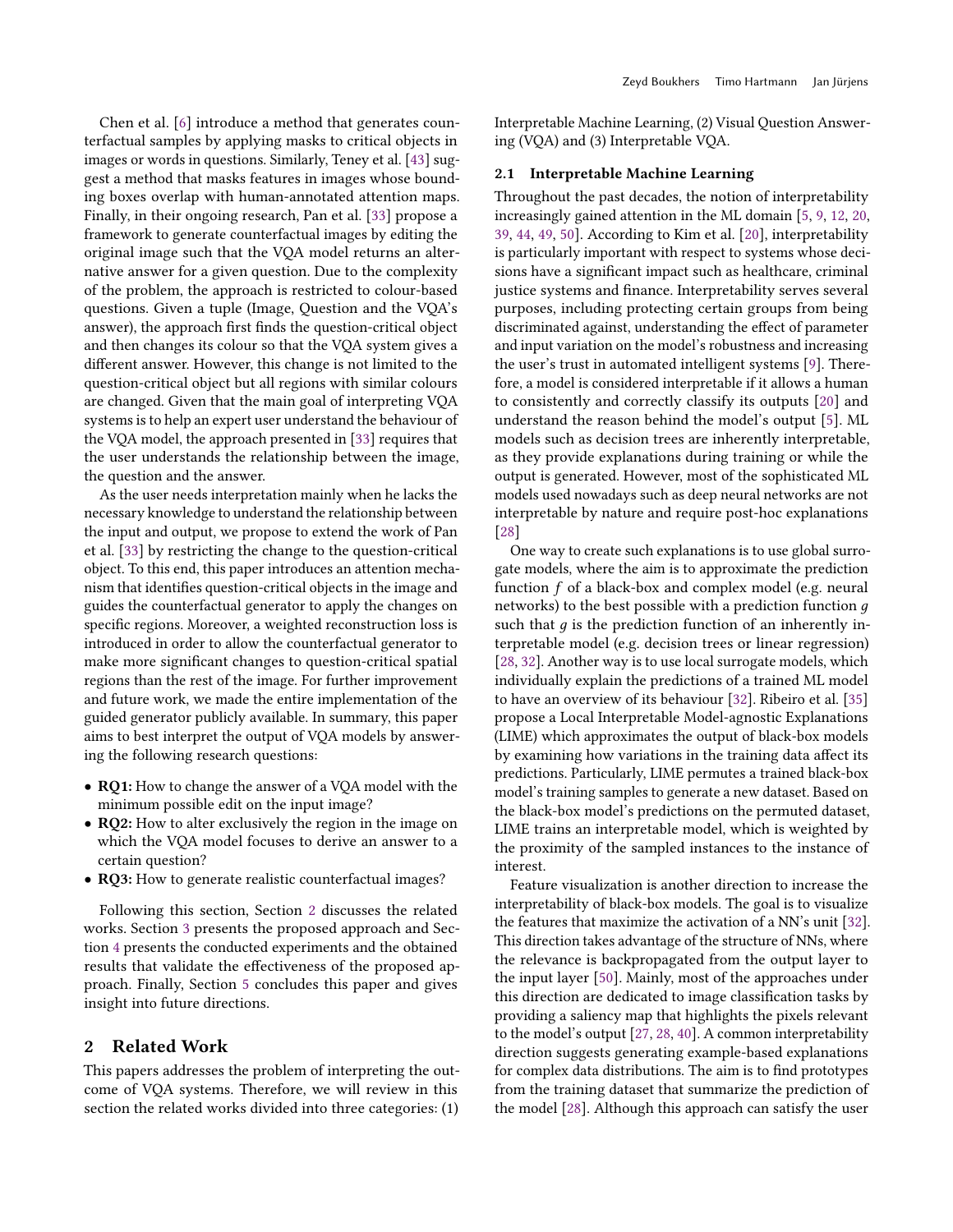Chen et al. [6] introduce a method that generates counterfactual samples by applying masks to critical objects in images or words in questions. Similarly, Teney et al. [43] suggest a method that masks features in images whose bounding boxes overlap with human-annotated attention maps. Finally, in their ongoing research, Pan et al. [33] propose a framework to generate counterfactual images by editing the original image such that the VQA model returns an alternative answer for a given question. Due to the complexity of the problem, the approach is restricted to colour-based questions. Given a tuple (Image, Question and the VQA's answer), the approach first finds the question-critical object and then changes its colour so that the VQA system gives a different answer. However, this change is not limited to the question-critical object but all regions with similar colours are changed. Given that the main goal of interpreting VQA systems is to help an expert user understand the behaviour of the VQA model, the approach presented in [33] requires that the user understands the relationship between the image, the question and the answer.

As the user needs interpretation mainly when he lacks the necessary knowledge to understand the relationship between the input and output, we propose to extend the work of Pan et al. [33] by restricting the change to the question-critical object. To this end, this paper introduces an attention mechanism that identifies question-critical objects in the image and guides the counterfactual generator to apply the changes on specific regions. Moreover, a weighted reconstruction loss is introduced in order to allow the counterfactual generator to make more significant changes to question-critical spatial regions than the rest of the image. For further improvement and future work, we made the entire implementation of the guided generator publicly available. In summary, this paper aims to best interpret the output of VQA models by answering the following research questions:

- **RQ1:** How to change the answer of a VQA model with the minimum possible edit on the input image?
- **RQ2:** How to alter exclusively the region in the image on which the VQA model focuses to derive an answer to a certain question?
- **RQ3:** How to generate realistic counterfactual images?

Following this section, Section 2 discusses the related works. Section 3 presents the proposed approach and Section 4 presents the conducted experiments and the obtained results that validate the effectiveness of the proposed approach. Finally, Section 5 concludes this paper and gives insight into future directions.

## 2 Related Work

This papers addresses the problem of interpreting the outcome of VQA systems. Therefore, we will review in this section the related works divided into three categories: (1) Interpretable Machine Learning, (2) Visual Question Answering (VQA) and (3) Interpretable VQA.

### 2.1 Interpretable Machine Learning

Throughout the past decades, the notion of interpretability increasingly gained attention in the ML domain [5, 9, 12, 20, 39, 44, 49, 50]. According to Kim et al. [20], interpretability is particularly important with respect to systems whose decisions have a significant impact such as healthcare, criminal justice systems and finance. Interpretability serves several purposes, including protecting certain groups from being discriminated against, understanding the effect of parameter and input variation on the model's robustness and increasing the user's trust in automated intelligent systems [9]. Therefore, a model is considered interpretable if it allows a human to consistently and correctly classify its outputs [20] and understand the reason behind the model's output [5]. ML models such as decision trees are inherently interpretable, as they provide explanations during training or while the output is generated. However, most of the sophisticated ML models used nowadays such as deep neural networks are not interpretable by nature and require post-hoc explanations [28]

One way to create such explanations is to use global surrogate models, where the aim is to approximate the prediction function $f$ of a black-box and complex model (e.g. neural networks) to the best possible with a prediction function $g$ such that $g$ is the prediction function of an inherently interpretable model (e.g. decision trees or linear regression) [28, 32]. Another way is to use local surrogate models, which individually explain the predictions of a trained ML model to have an overview of its behaviour [32]. Ribeiro et al. [35] propose a Local Interpretable Model-agnostic Explanations (LIME) which approximates the output of black-box models by examining how variations in the training data affect its predictions. Particularly, LIME permutes a trained black-box model's training samples to generate a new dataset. Based on the black-box model's predictions on the permuted dataset, LIME trains an interpretable model, which is weighted by the proximity of the sampled instances to the instance of interest.

Feature visualization is another direction to increase the interpretability of black-box models. The goal is to visualize the features that maximize the activation of a NN's unit [32]. This direction takes advantage of the structure of NNs, where the relevance is backpropagated from the output layer to the input layer [50]. Mainly, most of the approaches under this direction are dedicated to image classification tasks by providing a saliency map that highlights the pixels relevant to the model's output [27, 28, 40]. A common interpretability direction suggests generating example-based explanations for complex data distributions. The aim is to find prototypes from the training dataset that summarize the prediction of the model [28]. Although this approach can satisfy the user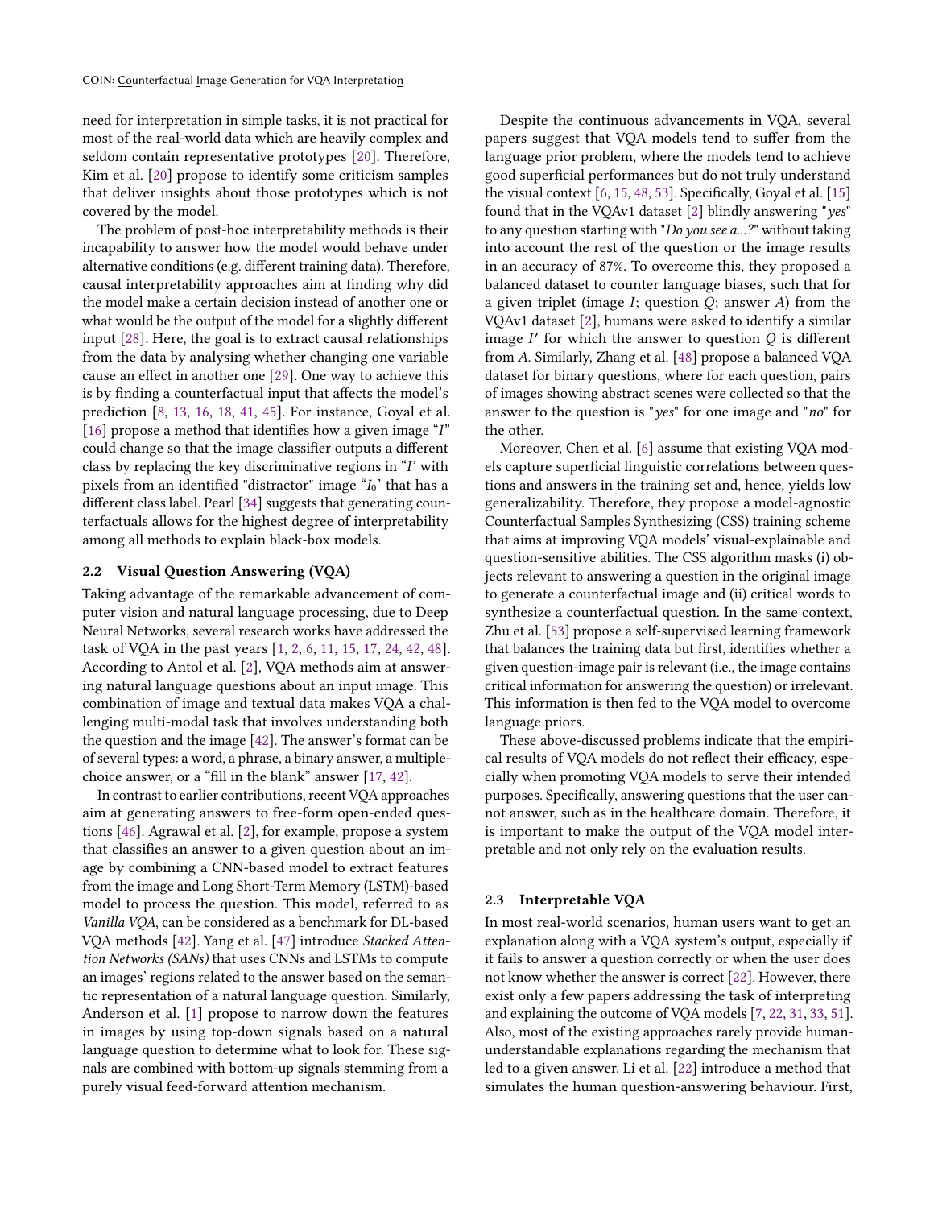need for interpretation in simple tasks, it is not practical for most of the real-world data which are heavily complex and seldom contain representative prototypes [20]. Therefore, Kim et al. [20] propose to identify some criticism samples that deliver insights about those prototypes which is not covered by the model.

The problem of post-hoc interpretability methods is their incapability to answer how the model would behave under alternative conditions (e.g. different training data). Therefore, causal interpretability approaches aim at finding why did the model make a certain decision instead of another one or what would be the output of the model for a slightly different input [28]. Here, the goal is to extract causal relationships from the data by analysing whether changing one variable cause an effect in another one [29]. One way to achieve this is by finding a counterfactual input that affects the model's prediction [8, 13, 16, 18, 41, 45]. For instance, Goyal et al. [16] propose a method that identifies how a given image "$I$" could change so that the image classifier outputs a different class by replacing the key discriminative regions in "$I$' with pixels from an identified "distractor" image "$I_0$' that has a different class label. Pearl [34] suggests that generating counterfactuals allows for the highest degree of interpretability among all methods to explain black-box models.

### 2.2 Visual Question Answering (VQA)

Taking advantage of the remarkable advancement of computer vision and natural language processing, due to Deep Neural Networks, several research works have addressed the task of VQA in the past years [1, 2, 6, 11, 15, 17, 24, 42, 48]. According to Antol et al. [2], VQA methods aim at answering natural language questions about an input image. This combination of image and textual data makes VQA a challenging multi-modal task that involves understanding both the question and the image [42]. The answer's format can be of several types: a word, a phrase, a binary answer, a multiple-choice answer, or a "fill in the blank" answer [17, 42].

In contrast to earlier contributions, recent VQA approaches aim at generating answers to free-form open-ended questions [46]. Agrawal et al. [2], for example, propose a system that classifies an answer to a given question about an image by combining a CNN-based model to extract features from the image and Long Short-Term Memory (LSTM)-based model to process the question. This model, referred to as *Vanilla VQA*, can be considered as a benchmark for DL-based VQA methods [42]. Yang et al. [47] introduce *Stacked Attention Networks (SANs)* that uses CNNs and LSTMs to compute an images' regions related to the answer based on the semantic representation of a natural language question. Similarly, Anderson et al. [1] propose to narrow down the features in images by using top-down signals based on a natural language question to determine what to look for. These signals are combined with bottom-up signals stemming from a purely visual feed-forward attention mechanism.

Despite the continuous advancements in VQA, several papers suggest that VQA models tend to suffer from the language prior problem, where the models tend to achieve good superficial performances but do not truly understand the visual context [6, 15, 48, 53]. Specifically, Goyal et al. [15] found that in the VQAv1 dataset [2] blindly answering "*yes*" to any question starting with "*Do you see a...?*" without taking into account the rest of the question or the image results in an accuracy of 87%. To overcome this, they proposed a balanced dataset to counter language biases, such that for a given triplet (image $I$; question $Q$; answer $A$) from the VQAv1 dataset [2], humans were asked to identify a similar image $I'$ for which the answer to question $Q$ is different from $A$. Similarly, Zhang et al. [48] propose a balanced VQA dataset for binary questions, where for each question, pairs of images showing abstract scenes were collected so that the answer to the question is "*yes*" for one image and "*no*" for the other.

Moreover, Chen et al. [6] assume that existing VQA models capture superficial linguistic correlations between questions and answers in the training set and, hence, yields low generalizability. Therefore, they propose a model-agnostic Counterfactual Samples Synthesizing (CSS) training scheme that aims at improving VQA models' visual-explainable and question-sensitive abilities. The CSS algorithm masks (i) objects relevant to answering a question in the original image to generate a counterfactual image and (ii) critical words to synthesize a counterfactual question. In the same context, Zhu et al. [53] propose a self-supervised learning framework that balances the training data but first, identifies whether a given question-image pair is relevant (i.e., the image contains critical information for answering the question) or irrelevant. This information is then fed to the VQA model to overcome language priors.

These above-discussed problems indicate that the empirical results of VQA models do not reflect their efficacy, especially when promoting VQA models to serve their intended purposes. Specifically, answering questions that the user cannot answer, such as in the healthcare domain. Therefore, it is important to make the output of the VQA model interpretable and not only rely on the evaluation results.

### 2.3 Interpretable VQA

In most real-world scenarios, human users want to get an explanation along with a VQA system's output, especially if it fails to answer a question correctly or when the user does not know whether the answer is correct [22]. However, there exist only a few papers addressing the task of interpreting and explaining the outcome of VQA models [7, 22, 31, 33, 51]. Also, most of the existing approaches rarely provide human-understandable explanations regarding the mechanism that led to a given answer. Li et al. [22] introduce a method that simulates the human question-answering behaviour. First,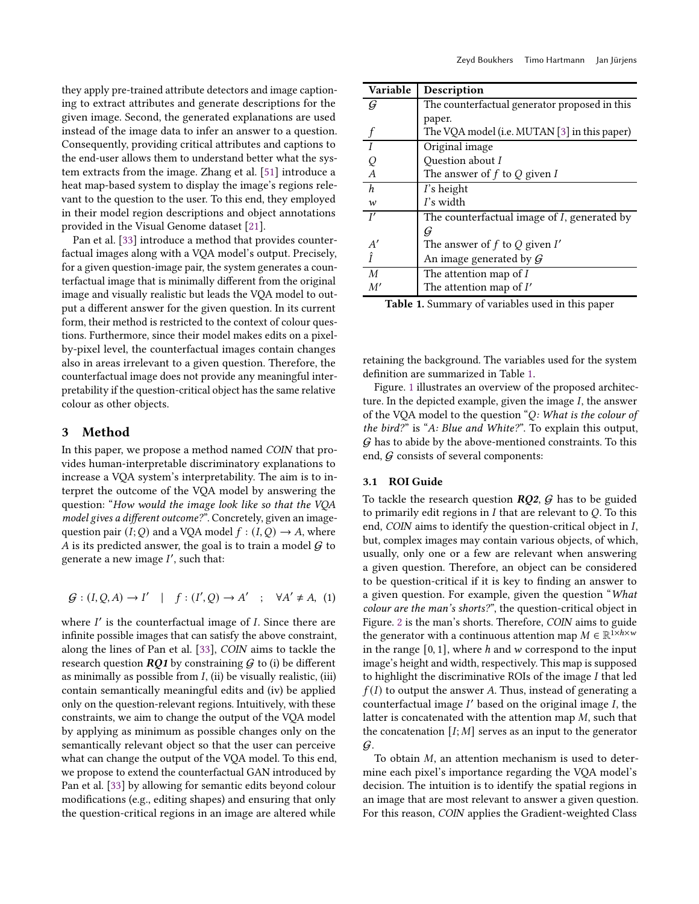they apply pre-trained attribute detectors and image captioning to extract attributes and generate descriptions for the given image. Second, the generated explanations are used instead of the image data to infer an answer to a question. Consequently, providing critical attributes and captions to the end-user allows them to understand better what the system extracts from the image. Zhang et al. [51] introduce a heat map-based system to display the image's regions relevant to the question to the user. To this end, they employed in their model region descriptions and object annotations provided in the Visual Genome dataset [21].

Pan et al. [33] introduce a method that provides counterfactual images along with a VQA model's output. Precisely, for a given question-image pair, the system generates a counterfactual image that is minimally different from the original image and visually realistic but leads the VQA model to output a different answer for the given question. In its current form, their method is restricted to the context of colour questions. Furthermore, since their model makes edits on a pixel-by-pixel level, the counterfactual images contain changes also in areas irrelevant to a given question. Therefore, the counterfactual image does not provide any meaningful interpretability if the question-critical object has the same relative colour as other objects.

## 3 Method

In this paper, we propose a method named *COIN* that provides human-interpretable discriminatory explanations to increase a VQA system's interpretability. The aim is to interpret the outcome of the VQA model by answering the question: "*How would the image look like so that the VQA model gives a different outcome?*". Concretely, given an image-question pair $(I; Q)$ and a VQA model $f : (I, Q) \to A$, where $A$ is its predicted answer, the goal is to train a model $\mathcal{G}$ to generate a new image $I'$, such that:

$$\mathcal{G} : (I, Q, A) \to I' \quad | \quad f : (I', Q) \to A' \quad ; \quad \forall A' \neq A, \tag{1}$$

where $I'$ is the counterfactual image of $I$. Since there are infinite possible images that can satisfy the above constraint, along the lines of Pan et al. [33], *COIN* aims to tackle the research question ***RQ1*** by constraining $\mathcal{G}$ to (i) be different as minimally as possible from $I$, (ii) be visually realistic, (iii) contain semantically meaningful edits and (iv) be applied only on the question-relevant regions. Intuitively, with these constraints, we aim to change the output of the VQA model by applying as minimum as possible changes only on the semantically relevant object so that the user can perceive what can change the output of the VQA model. To this end, we propose to extend the counterfactual GAN introduced by Pan et al. [33] by allowing for semantic edits beyond colour modifications (e.g., editing shapes) and ensuring that only the question-critical regions in an image are altered while retaining the background. The variables used for the system definition are summarized in Table 1.

| Variable | Description |
|---|---|
| $\mathcal{G}$ | The counterfactual generator proposed in this paper. |
| $f$ | The VQA model (i.e. MUTAN [3] in this paper) |
| $I$ | Original image |
| $Q$ | Question about $I$ |
| $A$ | The answer of $f$ to $Q$ given $I$ |
| $h$ | $I$'s height |
| $w$ | $I$'s width |
| $I'$ | The counterfactual image of $I$, generated by $\mathcal{G}$ |
| $A'$ | The answer of $f$ to $Q$ given $I'$ |
| $\hat{I}$ | An image generated by $\mathcal{G}$ |
| $M$ | The attention map of $I$ |
| $M'$ | The attention map of $I'$ |

**Table 1.** Summary of variables used in this paper

Figure. 1 illustrates an overview of the proposed architecture. In the depicted example, given the image $I$, the answer of the VQA model to the question "*Q: What is the colour of the bird?*" is "*A: Blue and White?*". To explain this output, $\mathcal{G}$ has to abide by the above-mentioned constraints. To this end, $\mathcal{G}$ consists of several components:

### 3.1 ROI Guide

To tackle the research question ***RQ2***, $\mathcal{G}$ has to be guided to primarily edit regions in $I$ that are relevant to $Q$. To this end, *COIN* aims to identify the question-critical object in $I$, but, complex images may contain various objects, of which, usually, only one or a few are relevant when answering a given question. Therefore, an object can be considered to be question-critical if it is key to finding an answer to a given question. For example, given the question "*What colour are the man's shorts?*", the question-critical object in Figure. 2 is the man's shorts. Therefore, *COIN* aims to guide the generator with a continuous attention map $M \in \mathbb{R}^{1 \times h \times w}$ in the range $[0, 1]$, where $h$ and $w$ correspond to the input image's height and width, respectively. This map is supposed to highlight the discriminative ROIs of the image $I$ that led $f(I)$ to output the answer $A$. Thus, instead of generating a counterfactual image $I'$ based on the original image $I$, the latter is concatenated with the attention map $M$, such that the concatenation $[I; M]$ serves as an input to the generator $\mathcal{G}$.

To obtain $M$, an attention mechanism is used to determine each pixel's importance regarding the VQA model's decision. The intuition is to identify the spatial regions in an image that are most relevant to answer a given question. For this reason, *COIN* applies the Gradient-weighted Class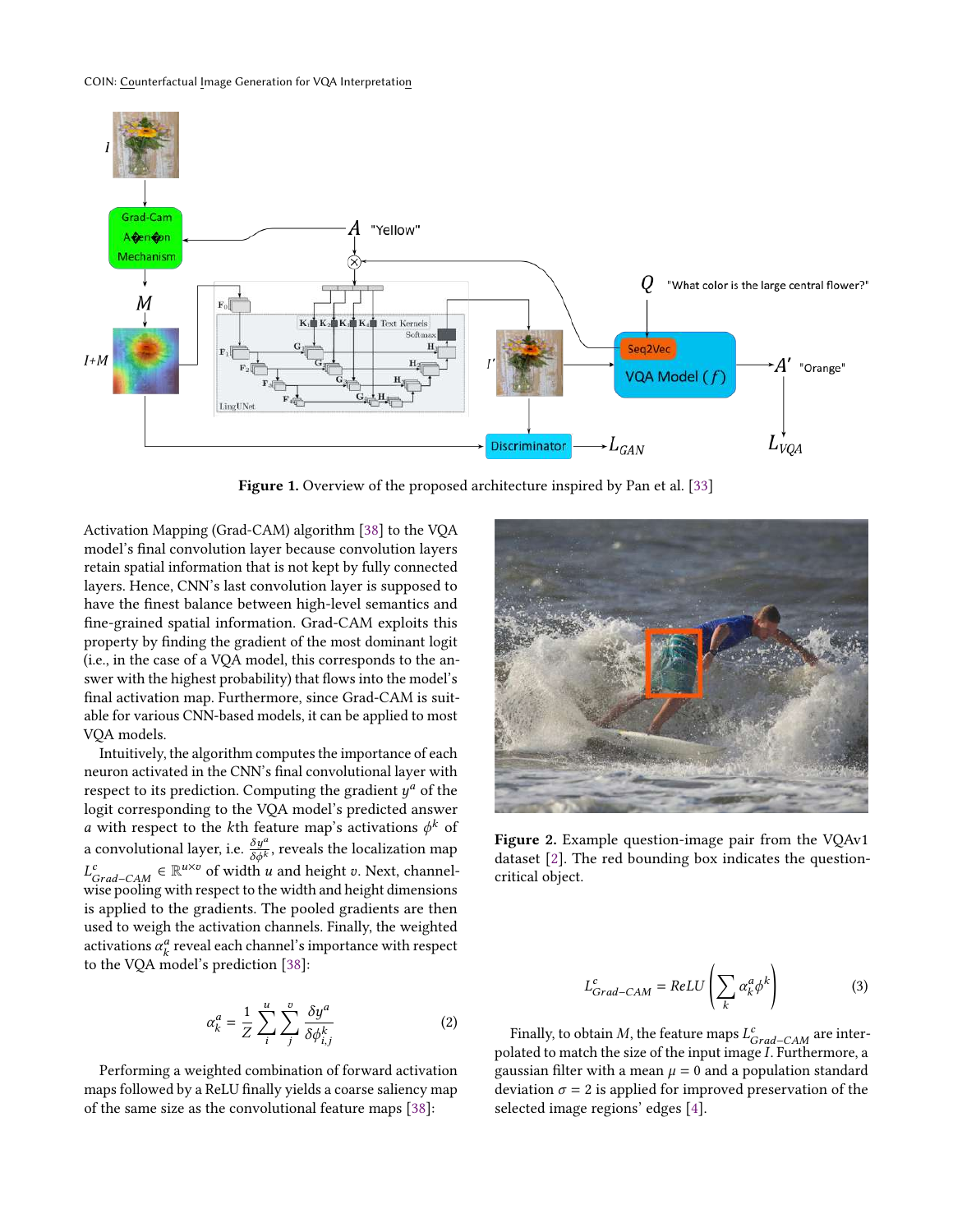Figure 1. Overview of the proposed architecture inspired by Pan et al. [33]

Activation Mapping (Grad-CAM) algorithm [38] to the VQA model's final convolution layer because convolution layers retain spatial information that is not kept by fully connected layers. Hence, CNN's last convolution layer is supposed to have the finest balance between high-level semantics and fine-grained spatial information. Grad-CAM exploits this property by finding the gradient of the most dominant logit (i.e., in the case of a VQA model, this corresponds to the answer with the highest probability) that flows into the model's final activation map. Furthermore, since Grad-CAM is suitable for various CNN-based models, it can be applied to most VQA models.

Intuitively, the algorithm computes the importance of each neuron activated in the CNN's final convolutional layer with respect to its prediction. Computing the gradient $y^a$ of the logit corresponding to the VQA model's predicted answer $a$ with respect to the $k$th feature map's activations $\phi^k$ of a convolutional layer, i.e. $\frac{\delta y^a}{\delta \phi^k}$, reveals the localization map $L^c_{Grad-CAM} \in \mathbb{R}^{u \times v}$ of width $u$ and height $v$. Next, channel-wise pooling with respect to the width and height dimensions is applied to the gradients. The pooled gradients are then used to weigh the activation channels. Finally, the weighted activations $\alpha^a_k$ reveal each channel's importance with respect to the VQA model's prediction [38]:

$$\alpha^a_k = \frac{1}{Z} \sum_i^u \sum_j^v \frac{\delta y^a}{\delta \phi^k_{i,j}} \tag{2}$$

Performing a weighted combination of forward activation maps followed by a ReLU finally yields a coarse saliency map of the same size as the convolutional feature maps [38]:

Figure 2. Example question-image pair from the VQAv1 dataset [2]. The red bounding box indicates the question-critical object.

$$L^c_{Grad-CAM} = ReLU\left(\sum_k \alpha^a_k \phi^k\right) \tag{3}$$

Finally, to obtain $M$, the feature maps $L^c_{Grad-CAM}$ are interpolated to match the size of the input image $I$. Furthermore, a gaussian filter with a mean $\mu = 0$ and a population standard deviation $\sigma = 2$ is applied for improved preservation of the selected image regions' edges [4].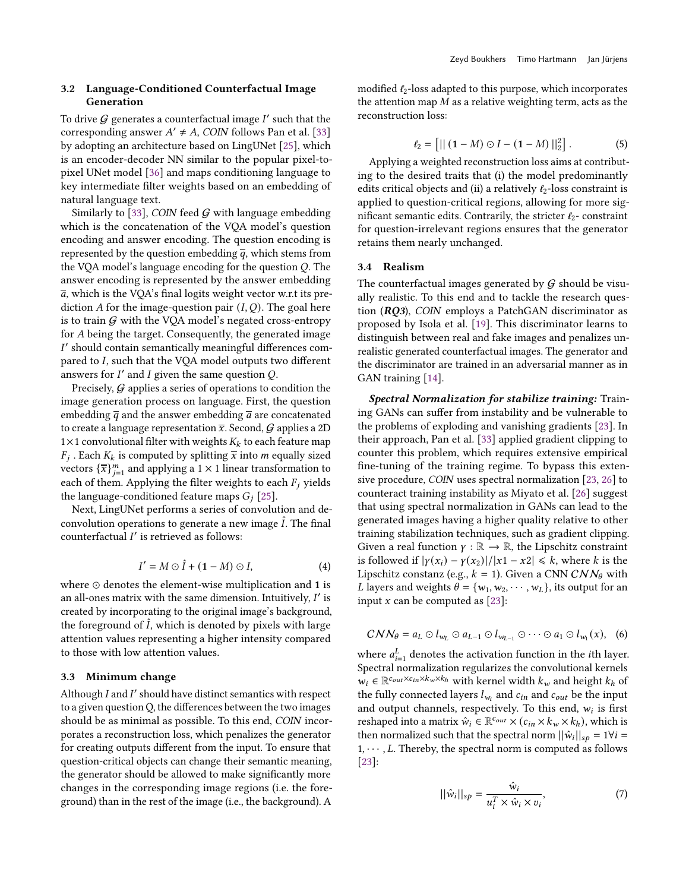### 3.2 Language-Conditioned Counterfactual Image Generation

To drive $\mathcal{G}$ generates a counterfactual image $I'$ such that the corresponding answer $A' \neq A$, *COIN* follows Pan et al. [33] by adopting an architecture based on LingUNet [25], which is an encoder-decoder NN similar to the popular pixel-to-pixel UNet model [36] and maps conditioning language to key intermediate filter weights based on an embedding of natural language text.

Similarly to [33], *COIN* feed $\mathcal{G}$ with language embedding which is the concatenation of the VQA model's question encoding and answer encoding. The question encoding is represented by the question embedding $\overline{q}$, which stems from the VQA model's language encoding for the question $Q$. The answer encoding is represented by the answer embedding $\overline{a}$, which is the VQA's final logits weight vector w.r.t its prediction $A$ for the image-question pair $(I, Q)$. The goal here is to train $\mathcal{G}$ with the VQA model's negated cross-entropy for $A$ being the target. Consequently, the generated image $I'$ should contain semantically meaningful differences compared to $I$, such that the VQA model outputs two different answers for $I'$ and $I$ given the same question $Q$.

Precisely, $\mathcal{G}$ applies a series of operations to condition the image generation process on language. First, the question embedding $\overline{q}$ and the answer embedding $\overline{a}$ are concatenated to create a language representation $\overline{x}$. Second, $\mathcal{G}$ applies a 2D $1\times1$ convolutional filter with weights $K_k$ to each feature map $F_j$ . Each $K_k$ is computed by splitting $\overline{x}$ into $m$ equally sized vectors $\{\overline{x}\}_{j=1}^{m}$ and applying a $1\times1$ linear transformation to each of them. Applying the filter weights to each $F_j$ yields the language-conditioned feature maps $G_j$ [25].

Next, LingUNet performs a series of convolution and deconvolution operations to generate a new image $\hat{I}$. The final counterfactual $I'$ is retrieved as follows:

$$I' = M \odot \hat{I} + (\mathbf{1} - M) \odot I, \tag{4}$$

where $\odot$ denotes the element-wise multiplication and $\mathbf{1}$ is an all-ones matrix with the same dimension. Intuitively, $I'$ is created by incorporating to the original image's background, the foreground of $\hat{I}$, which is denoted by pixels with large attention values representing a higher intensity compared to those with low attention values.

### 3.3 Minimum change

Although $I$ and $I'$ should have distinct semantics with respect to a given question Q, the differences between the two images should be as minimal as possible. To this end, *COIN* incorporates a reconstruction loss, which penalizes the generator for creating outputs different from the input. To ensure that question-critical objects can change their semantic meaning, the generator should be allowed to make significantly more changes in the corresponding image regions (i.e. the foreground) than in the rest of the image (i.e., the background). A modified $\ell_2$-loss adapted to this purpose, which incorporates the attention map $M$ as a relative weighting term, acts as the reconstruction loss:

$$\ell_2 = \left[ || \, (\mathbf{1} - M) \odot I - (\mathbf{1} - M) \, ||_2^2 \right]. \tag{5}$$

Applying a weighted reconstruction loss aims at contributing to the desired traits that (i) the model predominantly edits critical objects and (ii) a relatively $\ell_2$-loss constraint is applied to question-critical regions, allowing for more significant semantic edits. Contrarily, the stricter $\ell_2$- constraint for question-irrelevant regions ensures that the generator retains them nearly unchanged.

### 3.4 Realism

The counterfactual images generated by $\mathcal{G}$ should be visually realistic. To this end and to tackle the research question (***RQ3***), *COIN* employs a PatchGAN discriminator as proposed by Isola et al. [19]. This discriminator learns to distinguish between real and fake images and penalizes unrealistic generated counterfactual images. The generator and the discriminator are trained in an adversarial manner as in GAN training [14].

***Spectral Normalization for stabilize training:*** Training GANs can suffer from instability and be vulnerable to the problems of exploding and vanishing gradients [23]. In their approach, Pan et al. [33] applied gradient clipping to counter this problem, which requires extensive empirical fine-tuning of the training regime. To bypass this extensive procedure, *COIN* uses spectral normalization [23, 26] to counteract training instability as Miyato et al. [26] suggest that using spectral normalization in GANs can lead to the generated images having a higher quality relative to other training stabilization techniques, such as gradient clipping. Given a real function $\gamma : \mathbb{R} \rightarrow \mathbb{R}$, the Lipschitz constraint is followed if $|\gamma(x_i) - \gamma(x_2)|/|x1 - x2| \leqslant k$, where $k$ is the Lipschitz constanz (e.g., $k = 1$). Given a CNN $CNN_\theta$ with $L$ layers and weights $\theta = \{w_1, w_2, \cdots, w_L\}$, its output for an input $x$ can be computed as [23]:

$$CNN_\theta = a_L \odot l_{w_L} \odot a_{L-1} \odot l_{w_{L-1}} \odot \cdots \odot a_1 \odot l_{w_1}(x), \tag{6}$$

where $a_{i=1}^{L}$ denotes the activation function in the $i$th layer. Spectral normalization regularizes the convolutional kernels $w_i \in \mathbb{R}^{c_{out} \times c_{in} \times k_w \times k_h}$ with kernel width $k_w$ and height $k_h$ of the fully connected layers $l_{w_i}$ and $c_{in}$ and $c_{out}$ be the input and output channels, respectively. To this end, $w_i$ is first reshaped into a matrix $\hat{w}_i \in \mathbb{R}^{c_{out}} \times (c_{in} \times k_w \times k_h)$, which is then normalized such that the spectral norm $||\hat{w}_i||_{sp} = 1 \forall i = 1, \cdots, L$. Thereby, the spectral norm is computed as follows [23]:

$$||\hat{w}_i||_{sp} = \frac{\hat{w}_i}{u_i^T \times \hat{w}_i \times v_i}, \tag{7}$$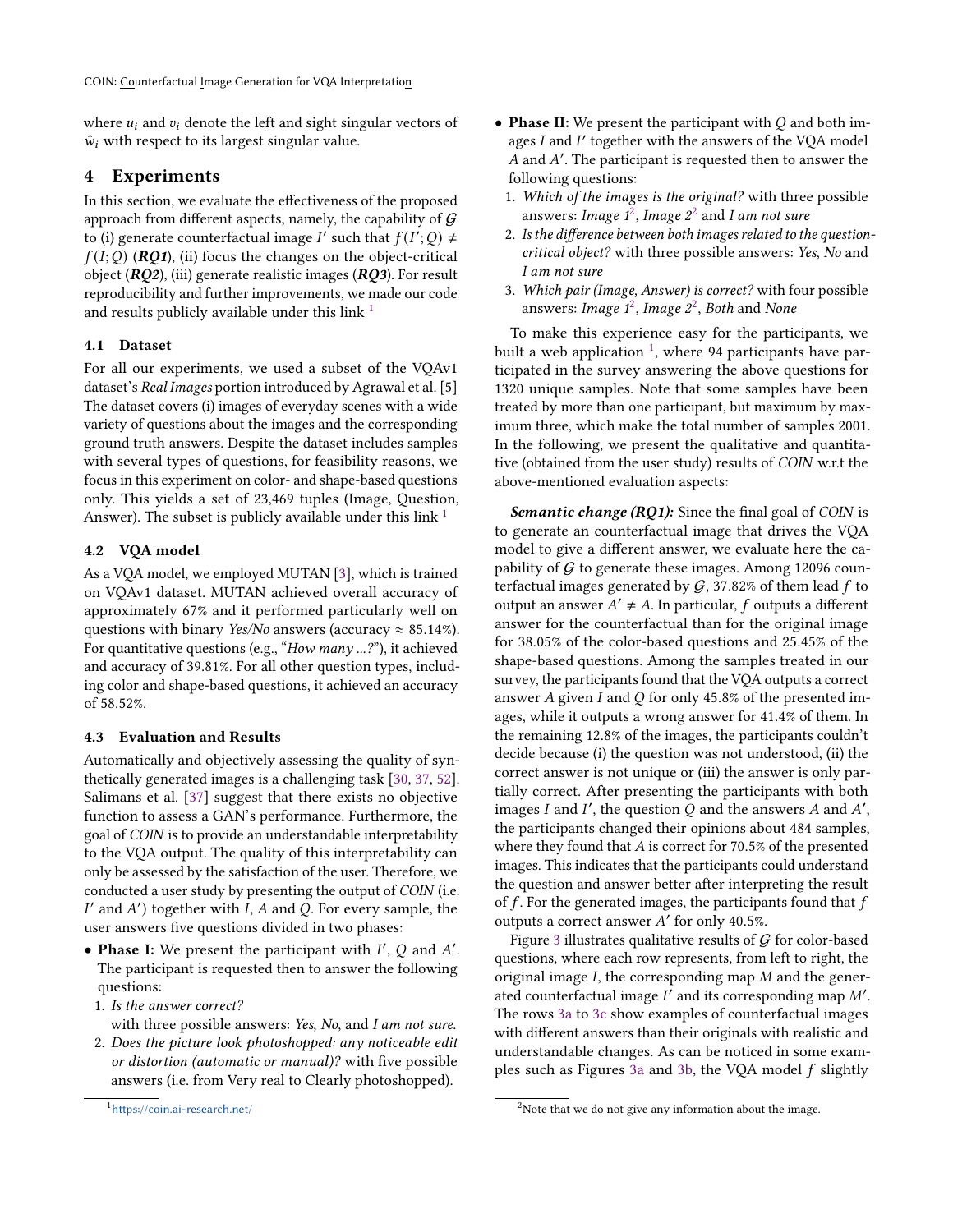where $u_i$ and $v_i$ denote the left and sight singular vectors of $\hat{w}_i$ with respect to its largest singular value.

## 4 Experiments

In this section, we evaluate the effectiveness of the proposed approach from different aspects, namely, the capability of $\mathcal{G}$ to (i) generate counterfactual image $I'$ such that $f(I'; Q) \neq f(I; Q)$ (***RQ1***), (ii) focus the changes on the object-critical object (***RQ2***), (iii) generate realistic images (***RQ3***). For result reproducibility and further improvements, we made our code and results publicly available under this link [1]

### 4.1 Dataset

For all our experiments, we used a subset of the VQAv1 dataset's *Real Images* portion introduced by Agrawal et al. [5] The dataset covers (i) images of everyday scenes with a wide variety of questions about the images and the corresponding ground truth answers. Despite the dataset includes samples with several types of questions, for feasibility reasons, we focus in this experiment on color- and shape-based questions only. This yields a set of 23,469 tuples (Image, Question, Answer). The subset is publicly available under this link [1]

### 4.2 VQA model

As a VQA model, we employed MUTAN [3], which is trained on VQAv1 dataset. MUTAN achieved overall accuracy of approximately 67% and it performed particularly well on questions with binary *Yes/No* answers (accuracy ≈ 85.14%). For quantitative questions (e.g., "*How many ...?*"), it achieved and accuracy of 39.81%. For all other question types, including color and shape-based questions, it achieved an accuracy of 58.52%.

### 4.3 Evaluation and Results

Automatically and objectively assessing the quality of synthetically generated images is a challenging task [30, 37, 52]. Salimans et al. [37] suggest that there exists no objective function to assess a GAN's performance. Furthermore, the goal of *COIN* is to provide an understandable interpretability to the VQA output. The quality of this interpretability can only be assessed by the satisfaction of the user. Therefore, we conducted a user study by presenting the output of *COIN* (i.e. $I'$ and $A'$) together with $I$, $A$ and $Q$. For every sample, the user answers five questions divided in two phases:

- **Phase I:** We present the participant with $I'$, $Q$ and $A'$. The participant is requested then to answer the following questions:
  1. *Is the answer correct?* with three possible answers: *Yes*, *No*, and *I am not sure*.
  2. *Does the picture look photoshopped: any noticeable edit or distortion (automatic or manual)?* with five possible answers (i.e. from Very real to Clearly photoshopped).
- **Phase II:** We present the participant with $Q$ and both images $I$ and $I'$ together with the answers of the VQA model $A$ and $A'$. The participant is requested then to answer the following questions:
  1. *Which of the images is the original?* with three possible answers: *Image 1*[2], *Image 2*[2] and *I am not sure*
  2. *Is the difference between both images related to the question-critical object?* with three possible answers: *Yes*, *No* and *I am not sure*
  3. *Which pair (Image, Answer) is correct?* with four possible answers: *Image 1*[2], *Image 2*[2], *Both* and *None*

To make this experience easy for the participants, we built a web application [1], where 94 participants have participated in the survey answering the above questions for 1320 unique samples. Note that some samples have been treated by more than one participant, but maximum by maximum three, which make the total number of samples 2001. In the following, we present the qualitative and quantitative (obtained from the user study) results of *COIN* w.r.t the above-mentioned evaluation aspects:

***Semantic change (RQ1):*** Since the final goal of *COIN* is to generate an counterfactual image that drives the VQA model to give a different answer, we evaluate here the capability of $\mathcal{G}$ to generate these images. Among 12096 counterfactual images generated by $\mathcal{G}$, 37.82% of them lead $f$ to output an answer $A' \neq A$. In particular, $f$ outputs a different answer for the counterfactual than for the original image for 38.05% of the color-based questions and 25.45% of the shape-based questions. Among the samples treated in our survey, the participants found that the VQA outputs a correct answer $A$ given $I$ and $Q$ for only 45.8% of the presented images, while it outputs a wrong answer for 41.4% of them. In the remaining 12.8% of the images, the participants couldn't decide because (i) the question was not understood, (ii) the correct answer is not unique or (iii) the answer is only partially correct. After presenting the participants with both images $I$ and $I'$, the question $Q$ and the answers $A$ and $A'$, the participants changed their opinions about 484 samples, where they found that $A$ is correct for 70.5% of the presented images. This indicates that the participants could understand the question and answer better after interpreting the result of $f$. For the generated images, the participants found that $f$ outputs a correct answer $A'$ for only 40.5%.

Figure 3 illustrates qualitative results of $\mathcal{G}$ for color-based questions, where each row represents, from left to right, the original image $I$, the corresponding map $M$ and the generated counterfactual image $I'$ and its corresponding map $M'$. The rows 3a to 3c show examples of counterfactual images with different answers than their originals with realistic and understandable changes. As can be noticed in some examples such as Figures 3a and 3b, the VQA model $f$ slightly

[1] https://coin.ai-research.net/

[2] Note that we do not give any information about the image.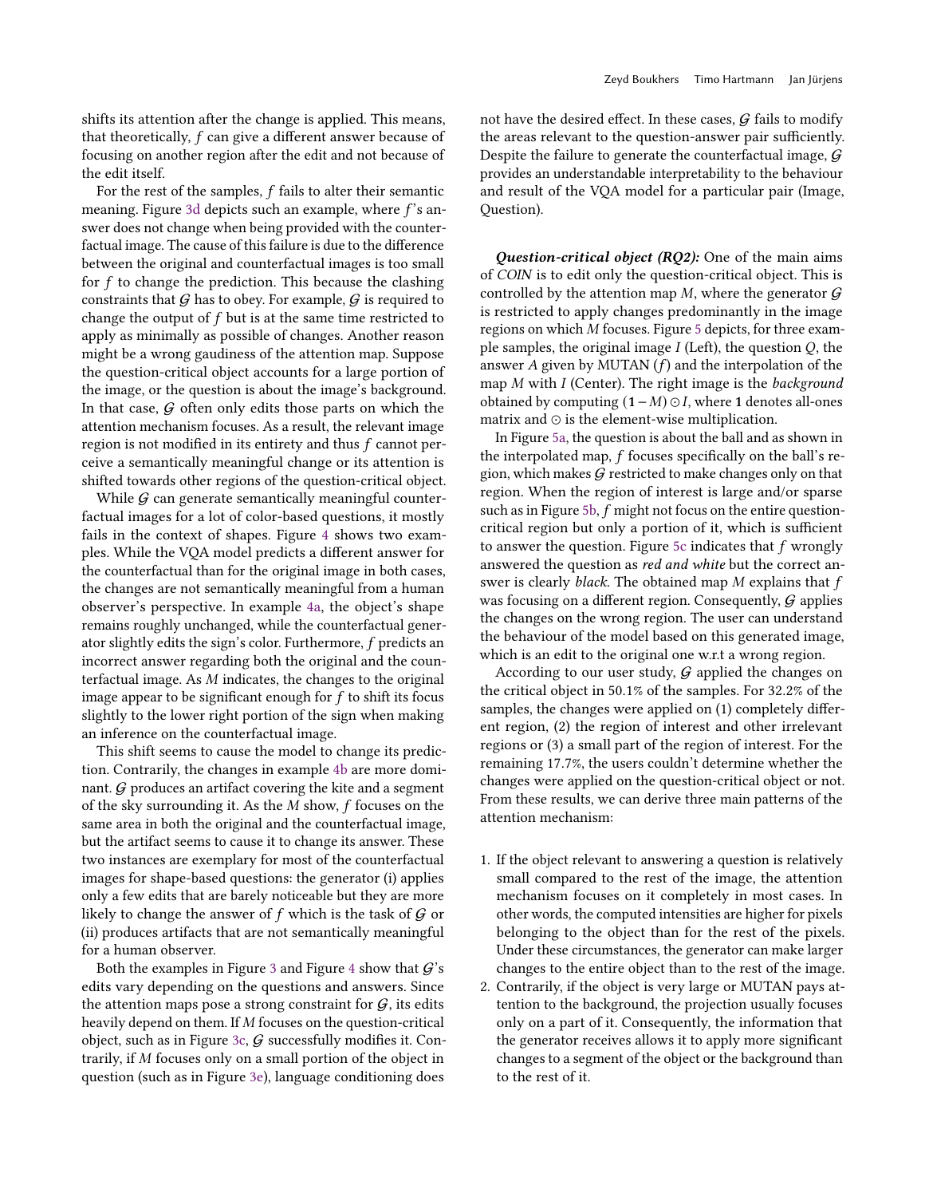shifts its attention after the change is applied. This means, that theoretically, $f$ can give a different answer because of focusing on another region after the edit and not because of the edit itself.

For the rest of the samples, $f$ fails to alter their semantic meaning. Figure 3d depicts such an example, where $f$'s answer does not change when being provided with the counterfactual image. The cause of this failure is due to the difference between the original and counterfactual images is too small for $f$ to change the prediction. This because the clashing constraints that $\mathcal{G}$ has to obey. For example, $\mathcal{G}$ is required to change the output of $f$ but is at the same time restricted to apply as minimally as possible of changes. Another reason might be a wrong gaudiness of the attention map. Suppose the question-critical object accounts for a large portion of the image, or the question is about the image's background. In that case, $\mathcal{G}$ often only edits those parts on which the attention mechanism focuses. As a result, the relevant image region is not modified in its entirety and thus $f$ cannot perceive a semantically meaningful change or its attention is shifted towards other regions of the question-critical object.

While $\mathcal{G}$ can generate semantically meaningful counterfactual images for a lot of color-based questions, it mostly fails in the context of shapes. Figure 4 shows two examples. While the VQA model predicts a different answer for the counterfactual than for the original image in both cases, the changes are not semantically meaningful from a human observer's perspective. In example 4a, the object's shape remains roughly unchanged, while the counterfactual generator slightly edits the sign's color. Furthermore, $f$ predicts an incorrect answer regarding both the original and the counterfactual image. As $M$ indicates, the changes to the original image appear to be significant enough for $f$ to shift its focus slightly to the lower right portion of the sign when making an inference on the counterfactual image.

This shift seems to cause the model to change its prediction. Contrarily, the changes in example 4b are more dominant. $\mathcal{G}$ produces an artifact covering the kite and a segment of the sky surrounding it. As the $M$ show, $f$ focuses on the same area in both the original and the counterfactual image, but the artifact seems to cause it to change its answer. These two instances are exemplary for most of the counterfactual images for shape-based questions: the generator (i) applies only a few edits that are barely noticeable but they are more likely to change the answer of $f$ which is the task of $\mathcal{G}$ or (ii) produces artifacts that are not semantically meaningful for a human observer.

Both the examples in Figure 3 and Figure 4 show that $\mathcal{G}$'s edits vary depending on the questions and answers. Since the attention maps pose a strong constraint for $\mathcal{G}$, its edits heavily depend on them. If $M$ focuses on the question-critical object, such as in Figure 3c, $\mathcal{G}$ successfully modifies it. Contrarily, if $M$ focuses only on a small portion of the object in question (such as in Figure 3e), language conditioning does not have the desired effect. In these cases, $\mathcal{G}$ fails to modify the areas relevant to the question-answer pair sufficiently. Despite the failure to generate the counterfactual image, $\mathcal{G}$ provides an understandable interpretability to the behaviour and result of the VQA model for a particular pair (Image, Question).

***Question-critical object (RQ2):*** One of the main aims of *COIN* is to edit only the question-critical object. This is controlled by the attention map $M$, where the generator $\mathcal{G}$ is restricted to apply changes predominantly in the image regions on which $M$ focuses. Figure 5 depicts, for three example samples, the original image $I$ (Left), the question $Q$, the answer $A$ given by MUTAN ($f$) and the interpolation of the map $M$ with $I$ (Center). The right image is the *background* obtained by computing $(\mathbf{1} - M) \odot I$, where $\mathbf{1}$ denotes all-ones matrix and $\odot$ is the element-wise multiplication.

In Figure 5a, the question is about the ball and as shown in the interpolated map, $f$ focuses specifically on the ball's region, which makes $\mathcal{G}$ restricted to make changes only on that region. When the region of interest is large and/or sparse such as in Figure 5b, $f$ might not focus on the entire question-critical region but only a portion of it, which is sufficient to answer the question. Figure 5c indicates that $f$ wrongly answered the question as *red and white* but the correct answer is clearly *black*. The obtained map $M$ explains that $f$ was focusing on a different region. Consequently, $\mathcal{G}$ applies the changes on the wrong region. The user can understand the behaviour of the model based on this generated image, which is an edit to the original one w.r.t a wrong region.

According to our user study, $\mathcal{G}$ applied the changes on the critical object in 50.1% of the samples. For 32.2% of the samples, the changes were applied on (1) completely different region, (2) the region of interest and other irrelevant regions or (3) a small part of the region of interest. For the remaining 17.7%, the users couldn't determine whether the changes were applied on the question-critical object or not. From these results, we can derive three main patterns of the attention mechanism:

1. If the object relevant to answering a question is relatively small compared to the rest of the image, the attention mechanism focuses on it completely in most cases. In other words, the computed intensities are higher for pixels belonging to the object than for the rest of the pixels. Under these circumstances, the generator can make larger changes to the entire object than to the rest of the image.
2. Contrarily, if the object is very large or MUTAN pays attention to the background, the projection usually focuses only on a part of it. Consequently, the information that the generator receives allows it to apply more significant changes to a segment of the object or the background than to the rest of it.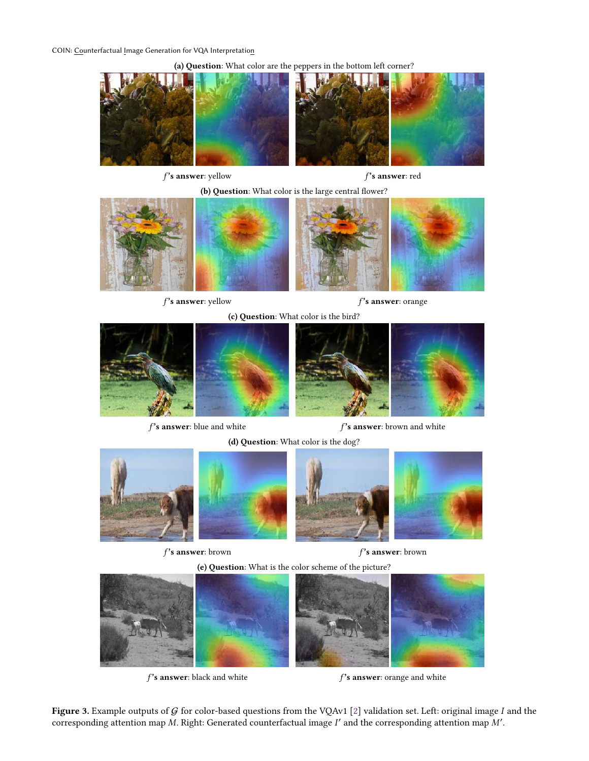**(a) Question**: What color are the peppers in the bottom left corner?

$f$**'s answer**: yellow

$f$**'s answer**: red

**(b) Question**: What color is the large central flower?

$f$**'s answer**: yellow

$f$**'s answer**: orange

**(c) Question**: What color is the bird?

$f$**'s answer**: blue and white

$f$**'s answer**: brown and white

**(d) Question**: What color is the dog?

$f$**'s answer**: brown

$f$**'s answer**: brown

**(e) Question**: What is the color scheme of the picture?

$f$**'s answer**: black and white

$f$**'s answer**: orange and white

**Figure 3.** Example outputs of $\mathcal{G}$ for color-based questions from the VQAv1 [2] validation set. Left: original image $I$ and the corresponding attention map $M$. Right: Generated counterfactual image $I'$ and the corresponding attention map $M'$.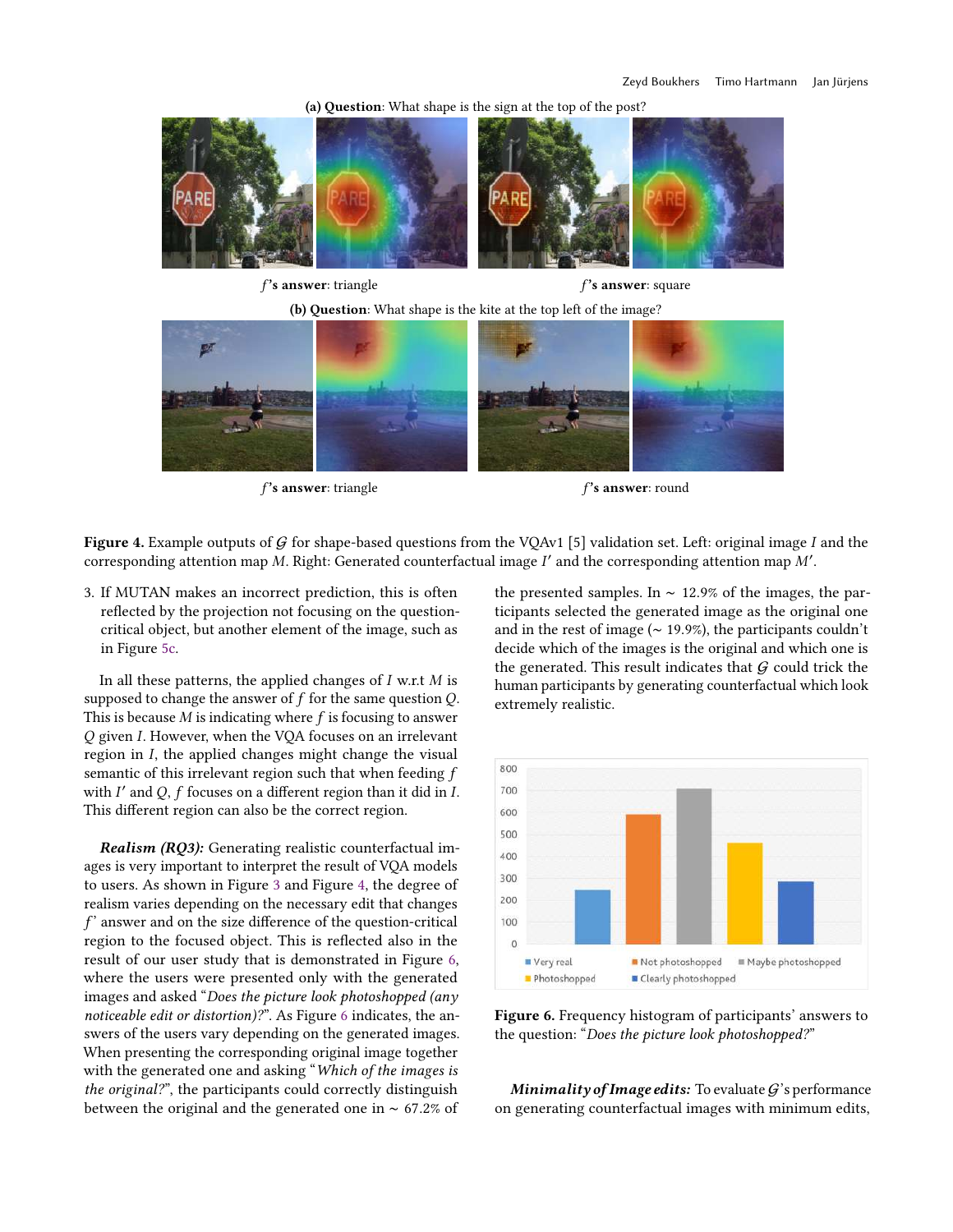**(a) Question**: What shape is the sign at the top of the post?

$f$'s **answer**: triangle

$f$'s **answer**: square

**(b) Question**: What shape is the kite at the top left of the image?

$f$'s **answer**: triangle

$f$'s **answer**: round

**Figure 4.** Example outputs of $\mathcal{G}$ for shape-based questions from the VQAv1 [5] validation set. Left: original image $I$ and the corresponding attention map $M$. Right: Generated counterfactual image $I'$ and the corresponding attention map $M'$.

3. If MUTAN makes an incorrect prediction, this is often reflected by the projection not focusing on the question-critical object, but another element of the image, such as in Figure 5c.

In all these patterns, the applied changes of $I$ w.r.t $M$ is supposed to change the answer of $f$ for the same question $Q$. This is because $M$ is indicating where $f$ is focusing to answer $Q$ given $I$. However, when the VQA focuses on an irrelevant region in $I$, the applied changes might change the visual semantic of this irrelevant region such that when feeding $f$ with $I'$ and $Q$, $f$ focuses on a different region than it did in $I$. This different region can also be the correct region.

***Realism (RQ3):*** Generating realistic counterfactual images is very important to interpret the result of VQA models to users. As shown in Figure 3 and Figure 4, the degree of realism varies depending on the necessary edit that changes $f$' answer and on the size difference of the question-critical region to the focused object. This is reflected also in the result of our user study that is demonstrated in Figure 6, where the users were presented only with the generated images and asked "*Does the picture look photoshopped (any noticeable edit or distortion)?*". As Figure 6 indicates, the answers of the users vary depending on the generated images. When presenting the corresponding original image together with the generated one and asking "*Which of the images is the original?*", the participants could correctly distinguish between the original and the generated one in ~ 67.2% of the presented samples. In ~ 12.9% of the images, the participants selected the generated image as the original one and in the rest of image (~ 19.9%), the participants couldn't decide which of the images is the original and which one is the generated. This result indicates that $\mathcal{G}$ could trick the human participants by generating counterfactual which look extremely realistic.

**Figure 6.** Frequency histogram of participants' answers to the question: "*Does the picture look photoshopped?*"

***Minimality of Image edits:*** To evaluate $\mathcal{G}$'s performance on generating counterfactual images with minimum edits,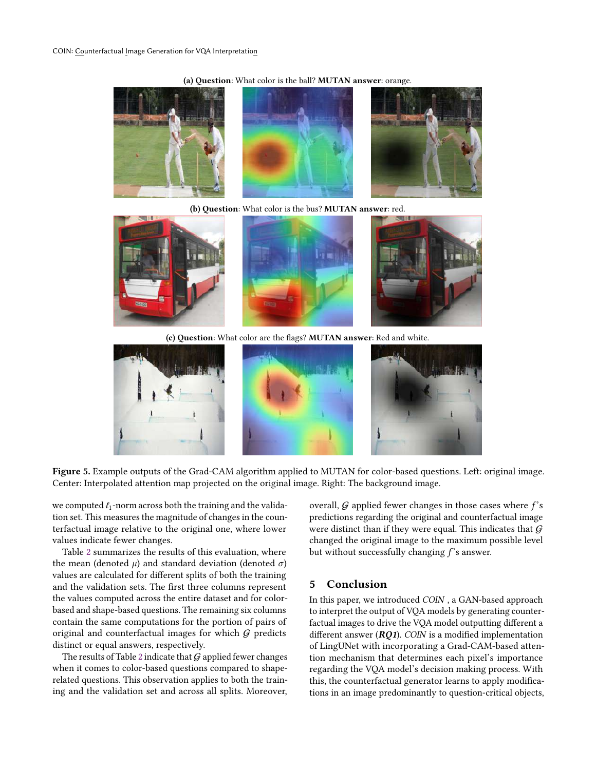**(a) Question**: What color is the ball? **MUTAN answer**: orange.

**(b) Question**: What color is the bus? **MUTAN answer**: red.

**(c) Question**: What color are the flags? **MUTAN answer**: Red and white.

**Figure 5.** Example outputs of the Grad-CAM algorithm applied to MUTAN for color-based questions. Left: original image. Center: Interpolated attention map projected on the original image. Right: The background image.

we computed $\ell_1$-norm across both the training and the validation set. This measures the magnitude of changes in the counterfactual image relative to the original one, where lower values indicate fewer changes.

Table 2 summarizes the results of this evaluation, where the mean (denoted $\mu$) and standard deviation (denoted $\sigma$) values are calculated for different splits of both the training and the validation sets. The first three columns represent the values computed across the entire dataset and for color-based and shape-based questions. The remaining six columns contain the same computations for the portion of pairs of original and counterfactual images for which $\mathcal{G}$ predicts distinct or equal answers, respectively.

The results of Table 2 indicate that $\mathcal{G}$ applied fewer changes when it comes to color-based questions compared to shape-related questions. This observation applies to both the training and the validation set and across all splits. Moreover, overall, $\mathcal{G}$ applied fewer changes in those cases where $f$'s predictions regarding the original and counterfactual image were distinct than if they were equal. This indicates that $\mathcal{G}$ changed the original image to the maximum possible level but without successfully changing $f$'s answer.

## 5 Conclusion

In this paper, we introduced *COIN* , a GAN-based approach to interpret the output of VQA models by generating counterfactual images to drive the VQA model outputting different a different answer (***RQ1***). *COIN* is a modified implementation of LingUNet with incorporating a Grad-CAM-based attention mechanism that determines each pixel's importance regarding the VQA model's decision making process. With this, the counterfactual generator learns to apply modifications in an image predominantly to question-critical objects,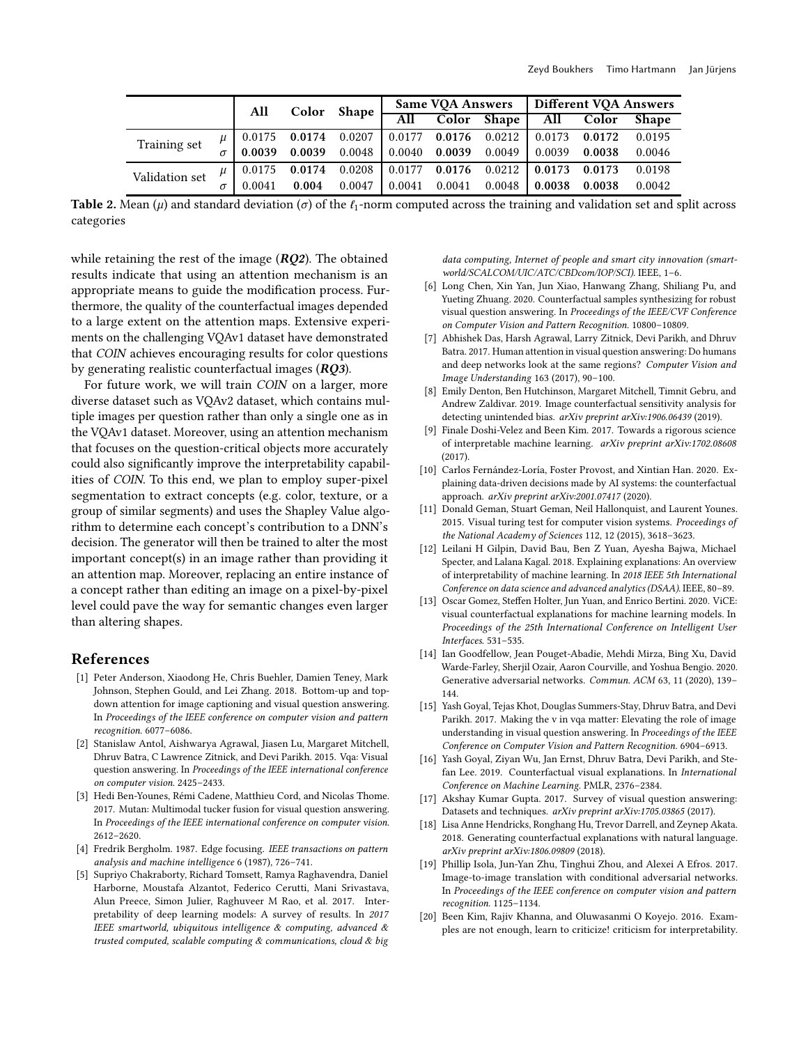| | | All | Color | Shape | Same VQA Answers | | | Different VQA Answers | | |
|---|---|---|---|---|---|---|---|---|---|---|
| | | | | | All | Color | Shape | All | Color | Shape |
| Training set | $\mu$ | 0.0175 | **0.0174** | 0.0207 | 0.0177 | **0.0176** | 0.0212 | 0.0173 | **0.0172** | 0.0195 |
| | $\sigma$ | **0.0039** | **0.0039** | 0.0048 | 0.0040 | **0.0039** | 0.0049 | 0.0039 | **0.0038** | 0.0046 |
| Validation set | $\mu$ | 0.0175 | **0.0174** | 0.0208 | 0.0177 | **0.0176** | 0.0212 | **0.0173** | **0.0173** | 0.0198 |
| | $\sigma$ | 0.0041 | **0.004** | 0.0047 | 0.0041 | 0.0041 | 0.0048 | **0.0038** | **0.0038** | 0.0042 |

**Table 2.** Mean ($\mu$) and standard deviation ($\sigma$) of the $\ell_1$-norm computed across the training and validation set and split across categories

while retaining the rest of the image (***RQ2***). The obtained results indicate that using an attention mechanism is an appropriate means to guide the modification process. Furthermore, the quality of the counterfactual images depended to a large extent on the attention maps. Extensive experiments on the challenging VQAv1 dataset have demonstrated that *COIN* achieves encouraging results for color questions by generating realistic counterfactual images (***RQ3***).

For future work, we will train *COIN* on a larger, more diverse dataset such as VQAv2 dataset, which contains multiple images per question rather than only a single one as in the VQAv1 dataset. Moreover, using an attention mechanism that focuses on the question-critical objects more accurately could also significantly improve the interpretability capabilities of *COIN*. To this end, we plan to employ super-pixel segmentation to extract concepts (e.g. color, texture, or a group of similar segments) and uses the Shapley Value algorithm to determine each concept's contribution to a DNN's decision. The generator will then be trained to alter the most important concept(s) in an image rather than providing it an attention map. Moreover, replacing an entire instance of a concept rather than editing an image on a pixel-by-pixel level could pave the way for semantic changes even larger than altering shapes.

## References

[1] Peter Anderson, Xiaodong He, Chris Buehler, Damien Teney, Mark Johnson, Stephen Gould, and Lei Zhang. 2018. Bottom-up and top-down attention for image captioning and visual question answering. In *Proceedings of the IEEE conference on computer vision and pattern recognition*. 6077–6086.

[2] Stanislaw Antol, Aishwarya Agrawal, Jiasen Lu, Margaret Mitchell, Dhruv Batra, C Lawrence Zitnick, and Devi Parikh. 2015. Vqa: Visual question answering. In *Proceedings of the IEEE international conference on computer vision*. 2425–2433.

[3] Hedi Ben-Younes, Rémi Cadene, Matthieu Cord, and Nicolas Thome. 2017. Mutan: Multimodal tucker fusion for visual question answering. In *Proceedings of the IEEE international conference on computer vision*. 2612–2620.

[4] Fredrik Bergholm. 1987. Edge focusing. *IEEE transactions on pattern analysis and machine intelligence* 6 (1987), 726–741.

[5] Supriyo Chakraborty, Richard Tomsett, Ramya Raghavendra, Daniel Harborne, Moustafa Alzantot, Federico Cerutti, Mani Srivastava, Alun Preece, Simon Julier, Raghuveer M Rao, et al. 2017. Interpretability of deep learning models: A survey of results. In *2017 IEEE smartworld, ubiquitous intelligence & computing, advanced & trusted computed, scalable computing & communications, cloud & big data computing, Internet of people and smart city innovation (smartworld/SCALCOM/UIC/ATC/CBDcom/IOP/SCI)*. IEEE, 1–6.

[6] Long Chen, Xin Yan, Jun Xiao, Hanwang Zhang, Shiliang Pu, and Yueting Zhuang. 2020. Counterfactual samples synthesizing for robust visual question answering. In *Proceedings of the IEEE/CVF Conference on Computer Vision and Pattern Recognition*. 10800–10809.

[7] Abhishek Das, Harsh Agrawal, Larry Zitnick, Devi Parikh, and Dhruv Batra. 2017. Human attention in visual question answering: Do humans and deep networks look at the same regions? *Computer Vision and Image Understanding* 163 (2017), 90–100.

[8] Emily Denton, Ben Hutchinson, Margaret Mitchell, Timnit Gebru, and Andrew Zaldivar. 2019. Image counterfactual sensitivity analysis for detecting unintended bias. *arXiv preprint arXiv:1906.06439* (2019).

[9] Finale Doshi-Velez and Been Kim. 2017. Towards a rigorous science of interpretable machine learning. *arXiv preprint arXiv:1702.08608* (2017).

[10] Carlos Fernández-Loría, Foster Provost, and Xintian Han. 2020. Explaining data-driven decisions made by AI systems: the counterfactual approach. *arXiv preprint arXiv:2001.07417* (2020).

[11] Donald Geman, Stuart Geman, Neil Hallonquist, and Laurent Younes. 2015. Visual turing test for computer vision systems. *Proceedings of the National Academy of Sciences* 112, 12 (2015), 3618–3623.

[12] Leilani H Gilpin, David Bau, Ben Z Yuan, Ayesha Bajwa, Michael Specter, and Lalana Kagal. 2018. Explaining explanations: An overview of interpretability of machine learning. In *2018 IEEE 5th International Conference on data science and advanced analytics (DSAA)*. IEEE, 80–89.

[13] Oscar Gomez, Steffen Holter, Jun Yuan, and Enrico Bertini. 2020. ViCE: visual counterfactual explanations for machine learning models. In *Proceedings of the 25th International Conference on Intelligent User Interfaces*. 531–535.

[14] Ian Goodfellow, Jean Pouget-Abadie, Mehdi Mirza, Bing Xu, David Warde-Farley, Sherjil Ozair, Aaron Courville, and Yoshua Bengio. 2020. Generative adversarial networks. *Commun. ACM* 63, 11 (2020), 139–144.

[15] Yash Goyal, Tejas Khot, Douglas Summers-Stay, Dhruv Batra, and Devi Parikh. 2017. Making the v in vqa matter: Elevating the role of image understanding in visual question answering. In *Proceedings of the IEEE Conference on Computer Vision and Pattern Recognition*. 6904–6913.

[16] Yash Goyal, Ziyan Wu, Jan Ernst, Dhruv Batra, Devi Parikh, and Stefan Lee. 2019. Counterfactual visual explanations. In *International Conference on Machine Learning*. PMLR, 2376–2384.

[17] Akshay Kumar Gupta. 2017. Survey of visual question answering: Datasets and techniques. *arXiv preprint arXiv:1705.03865* (2017).

[18] Lisa Anne Hendricks, Ronghang Hu, Trevor Darrell, and Zeynep Akata. 2018. Generating counterfactual explanations with natural language. *arXiv preprint arXiv:1806.09809* (2018).

[19] Phillip Isola, Jun-Yan Zhu, Tinghui Zhou, and Alexei A Efros. 2017. Image-to-image translation with conditional adversarial networks. In *Proceedings of the IEEE conference on computer vision and pattern recognition*. 1125–1134.

[20] Been Kim, Rajiv Khanna, and Oluwasanmi O Koyejo. 2016. Examples are not enough, learn to criticize! criticism for interpretability.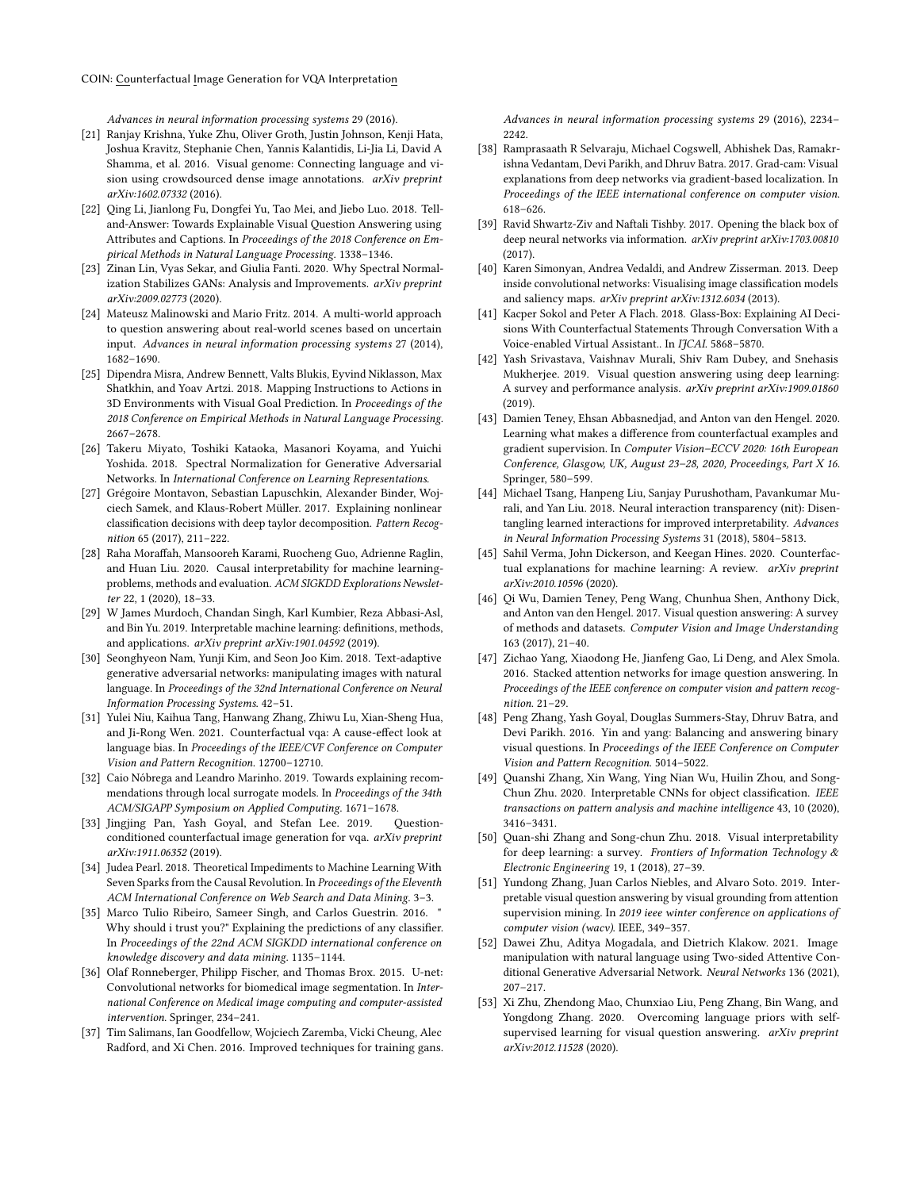Advances in neural information processing systems 29 (2016).

[21] Ranjay Krishna, Yuke Zhu, Oliver Groth, Justin Johnson, Kenji Hata, Joshua Kravitz, Stephanie Chen, Yannis Kalantidis, Li-Jia Li, David A Shamma, et al. 2016. Visual genome: Connecting language and vision using crowdsourced dense image annotations. *arXiv preprint arXiv:1602.07332* (2016).

[22] Qing Li, Jianlong Fu, Dongfei Yu, Tao Mei, and Jiebo Luo. 2018. Tell-and-Answer: Towards Explainable Visual Question Answering using Attributes and Captions. In *Proceedings of the 2018 Conference on Empirical Methods in Natural Language Processing*. 1338–1346.

[23] Zinan Lin, Vyas Sekar, and Giulia Fanti. 2020. Why Spectral Normalization Stabilizes GANs: Analysis and Improvements. *arXiv preprint arXiv:2009.02773* (2020).

[24] Mateusz Malinowski and Mario Fritz. 2014. A multi-world approach to question answering about real-world scenes based on uncertain input. *Advances in neural information processing systems* 27 (2014), 1682–1690.

[25] Dipendra Misra, Andrew Bennett, Valts Blukis, Eyvind Niklasson, Max Shatkhin, and Yoav Artzi. 2018. Mapping Instructions to Actions in 3D Environments with Visual Goal Prediction. In *Proceedings of the 2018 Conference on Empirical Methods in Natural Language Processing*. 2667–2678.

[26] Takeru Miyato, Toshiki Kataoka, Masanori Koyama, and Yuichi Yoshida. 2018. Spectral Normalization for Generative Adversarial Networks. In *International Conference on Learning Representations*.

[27] Grégoire Montavon, Sebastian Lapuschkin, Alexander Binder, Wojciech Samek, and Klaus-Robert Müller. 2017. Explaining nonlinear classification decisions with deep taylor decomposition. *Pattern Recognition* 65 (2017), 211–222.

[28] Raha Moraffah, Mansooreh Karami, Ruocheng Guo, Adrienne Raglin, and Huan Liu. 2020. Causal interpretability for machine learning-problems, methods and evaluation. *ACM SIGKDD Explorations Newsletter* 22, 1 (2020), 18–33.

[29] W James Murdoch, Chandan Singh, Karl Kumbier, Reza Abbasi-Asl, and Bin Yu. 2019. Interpretable machine learning: definitions, methods, and applications. *arXiv preprint arXiv:1901.04592* (2019).

[30] Seonghyeon Nam, Yunji Kim, and Seon Joo Kim. 2018. Text-adaptive generative adversarial networks: manipulating images with natural language. In *Proceedings of the 32nd International Conference on Neural Information Processing Systems*. 42–51.

[31] Yulei Niu, Kaihua Tang, Hanwang Zhang, Zhiwu Lu, Xian-Sheng Hua, and Ji-Rong Wen. 2021. Counterfactual vqa: A cause-effect look at language bias. In *Proceedings of the IEEE/CVF Conference on Computer Vision and Pattern Recognition*. 12700–12710.

[32] Caio Nóbrega and Leandro Marinho. 2019. Towards explaining recommendations through local surrogate models. In *Proceedings of the 34th ACM/SIGAPP Symposium on Applied Computing*. 1671–1678.

[33] Jingjing Pan, Yash Goyal, and Stefan Lee. 2019. Question-conditioned counterfactual image generation for vqa. *arXiv preprint arXiv:1911.06352* (2019).

[34] Judea Pearl. 2018. Theoretical Impediments to Machine Learning With Seven Sparks from the Causal Revolution. In *Proceedings of the Eleventh ACM International Conference on Web Search and Data Mining*. 3–3.

[35] Marco Tulio Ribeiro, Sameer Singh, and Carlos Guestrin. 2016. " Why should i trust you?" Explaining the predictions of any classifier. In *Proceedings of the 22nd ACM SIGKDD international conference on knowledge discovery and data mining*. 1135–1144.

[36] Olaf Ronneberger, Philipp Fischer, and Thomas Brox. 2015. U-net: Convolutional networks for biomedical image segmentation. In *International Conference on Medical image computing and computer-assisted intervention*. Springer, 234–241.

[37] Tim Salimans, Ian Goodfellow, Wojciech Zaremba, Vicki Cheung, Alec Radford, and Xi Chen. 2016. Improved techniques for training gans. *Advances in neural information processing systems* 29 (2016), 2234–2242.

[38] Ramprasaath R Selvaraju, Michael Cogswell, Abhishek Das, Ramakrishna Vedantam, Devi Parikh, and Dhruv Batra. 2017. Grad-cam: Visual explanations from deep networks via gradient-based localization. In *Proceedings of the IEEE international conference on computer vision*. 618–626.

[39] Ravid Shwartz-Ziv and Naftali Tishby. 2017. Opening the black box of deep neural networks via information. *arXiv preprint arXiv:1703.00810* (2017).

[40] Karen Simonyan, Andrea Vedaldi, and Andrew Zisserman. 2013. Deep inside convolutional networks: Visualising image classification models and saliency maps. *arXiv preprint arXiv:1312.6034* (2013).

[41] Kacper Sokol and Peter A Flach. 2018. Glass-Box: Explaining AI Decisions With Counterfactual Statements Through Conversation With a Voice-enabled Virtual Assistant.. In *IJCAI*. 5868–5870.

[42] Yash Srivastava, Vaishnav Murali, Shiv Ram Dubey, and Snehasis Mukherjee. 2019. Visual question answering using deep learning: A survey and performance analysis. *arXiv preprint arXiv:1909.01860* (2019).

[43] Damien Teney, Ehsan Abbasnedjad, and Anton van den Hengel. 2020. Learning what makes a difference from counterfactual examples and gradient supervision. In *Computer Vision–ECCV 2020: 16th European Conference, Glasgow, UK, August 23–28, 2020, Proceedings, Part X 16*. Springer, 580–599.

[44] Michael Tsang, Hanpeng Liu, Sanjay Purushotham, Pavankumar Murali, and Yan Liu. 2018. Neural interaction transparency (nit): Disentangling learned interactions for improved interpretability. *Advances in Neural Information Processing Systems* 31 (2018), 5804–5813.

[45] Sahil Verma, John Dickerson, and Keegan Hines. 2020. Counterfactual explanations for machine learning: A review. *arXiv preprint arXiv:2010.10596* (2020).

[46] Qi Wu, Damien Teney, Peng Wang, Chunhua Shen, Anthony Dick, and Anton van den Hengel. 2017. Visual question answering: A survey of methods and datasets. *Computer Vision and Image Understanding* 163 (2017), 21–40.

[47] Zichao Yang, Xiaodong He, Jianfeng Gao, Li Deng, and Alex Smola. 2016. Stacked attention networks for image question answering. In *Proceedings of the IEEE conference on computer vision and pattern recognition*. 21–29.

[48] Peng Zhang, Yash Goyal, Douglas Summers-Stay, Dhruv Batra, and Devi Parikh. 2016. Yin and yang: Balancing and answering binary visual questions. In *Proceedings of the IEEE Conference on Computer Vision and Pattern Recognition*. 5014–5022.

[49] Quanshi Zhang, Xin Wang, Ying Nian Wu, Huilin Zhou, and Song-Chun Zhu. 2020. Interpretable CNNs for object classification. *IEEE transactions on pattern analysis and machine intelligence* 43, 10 (2020), 3416–3431.

[50] Quan-shi Zhang and Song-chun Zhu. 2018. Visual interpretability for deep learning: a survey. *Frontiers of Information Technology & Electronic Engineering* 19, 1 (2018), 27–39.

[51] Yundong Zhang, Juan Carlos Niebles, and Alvaro Soto. 2019. Interpretable visual question answering by visual grounding from attention supervision mining. In *2019 ieee winter conference on applications of computer vision (wacv)*. IEEE, 349–357.

[52] Dawei Zhu, Aditya Mogadala, and Dietrich Klakow. 2021. Image manipulation with natural language using Two-sided Attentive Conditional Generative Adversarial Network. *Neural Networks* 136 (2021), 207–217.

[53] Xi Zhu, Zhendong Mao, Chunxiao Liu, Peng Zhang, Bin Wang, and Yongdong Zhang. 2020. Overcoming language priors with self-supervised learning for visual question answering. *arXiv preprint arXiv:2012.11528* (2020).